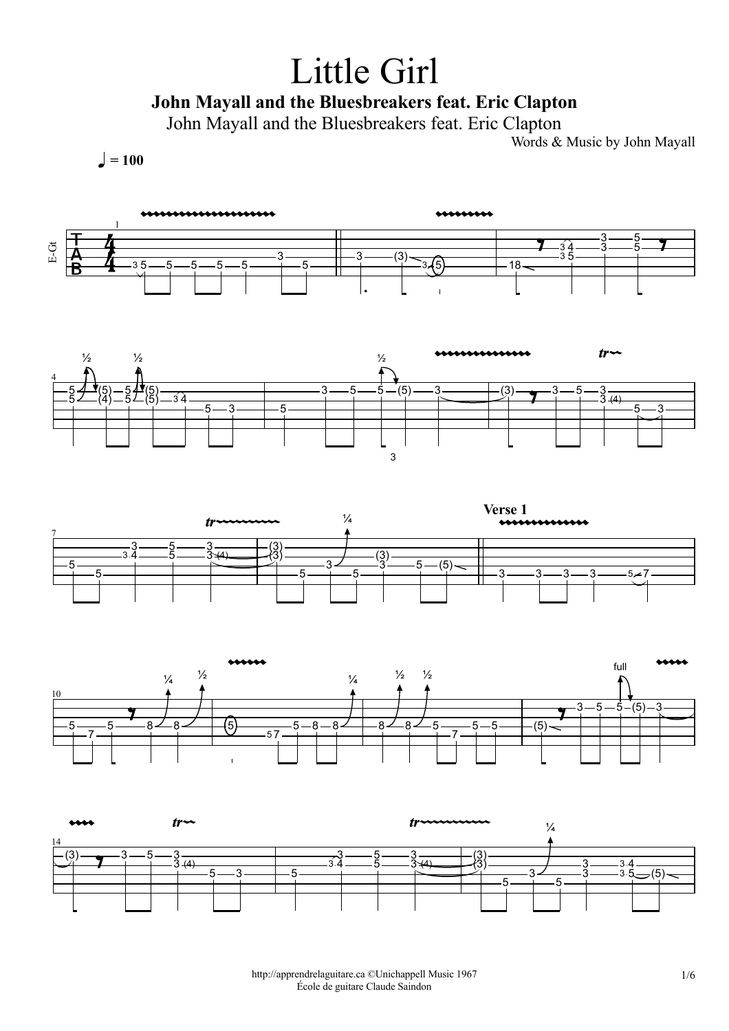# Little Girl

**John Mayall and the Bluesbreakers feat. Eric Clapton**

John Mayall and the Bluesbreakers feat. Eric Clapton

Words & Music by John Mayall

♩ = 100

E-Gt

**Verse 1**

http://apprendrelaguitare.ca ©Unichappell Music 1967
École de guitare Claude Saindon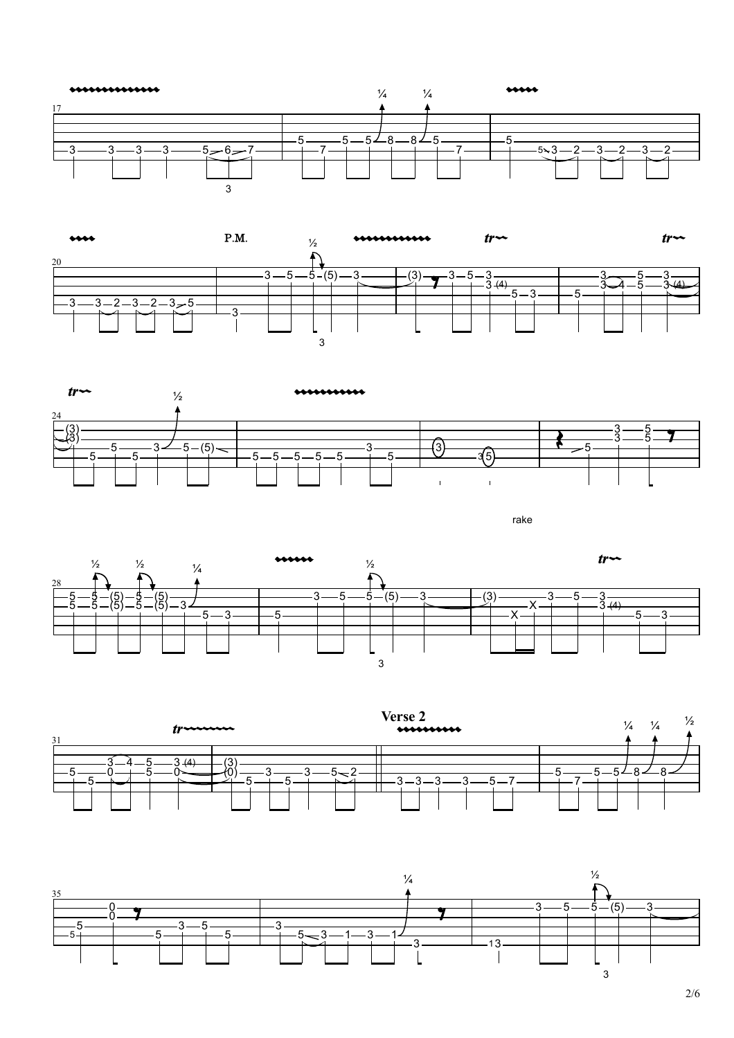## Verse 2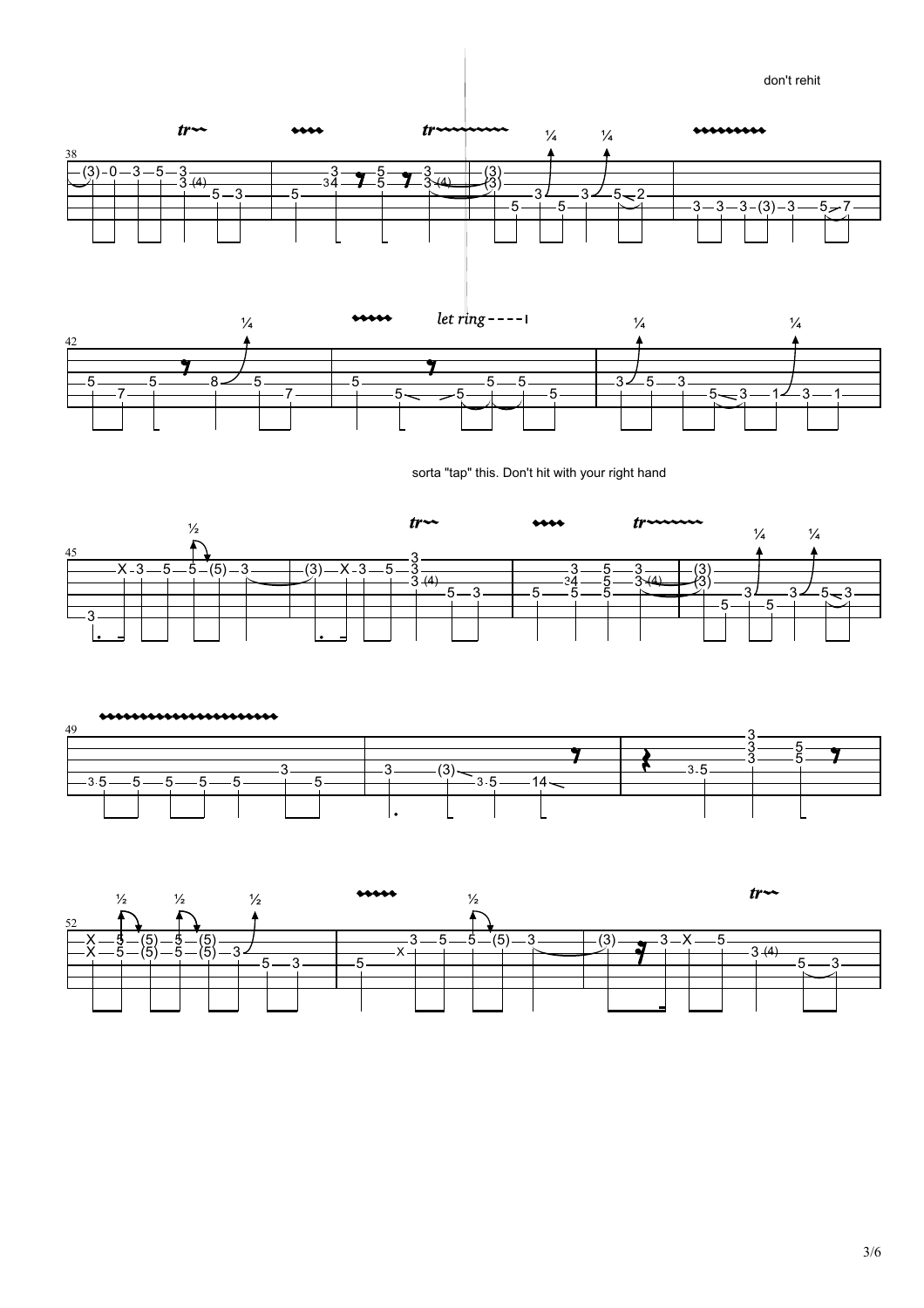don't rehit

let ring

sorta "tap" this. Don't hit with your right hand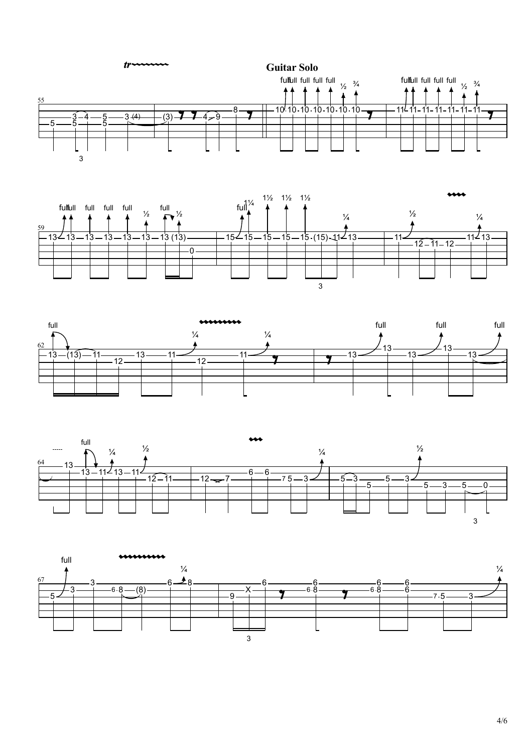## Guitar Solo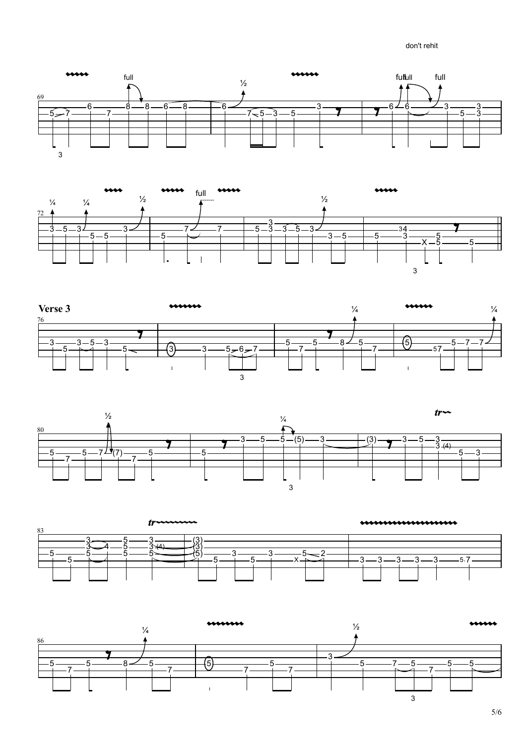don't rehit

## Verse 3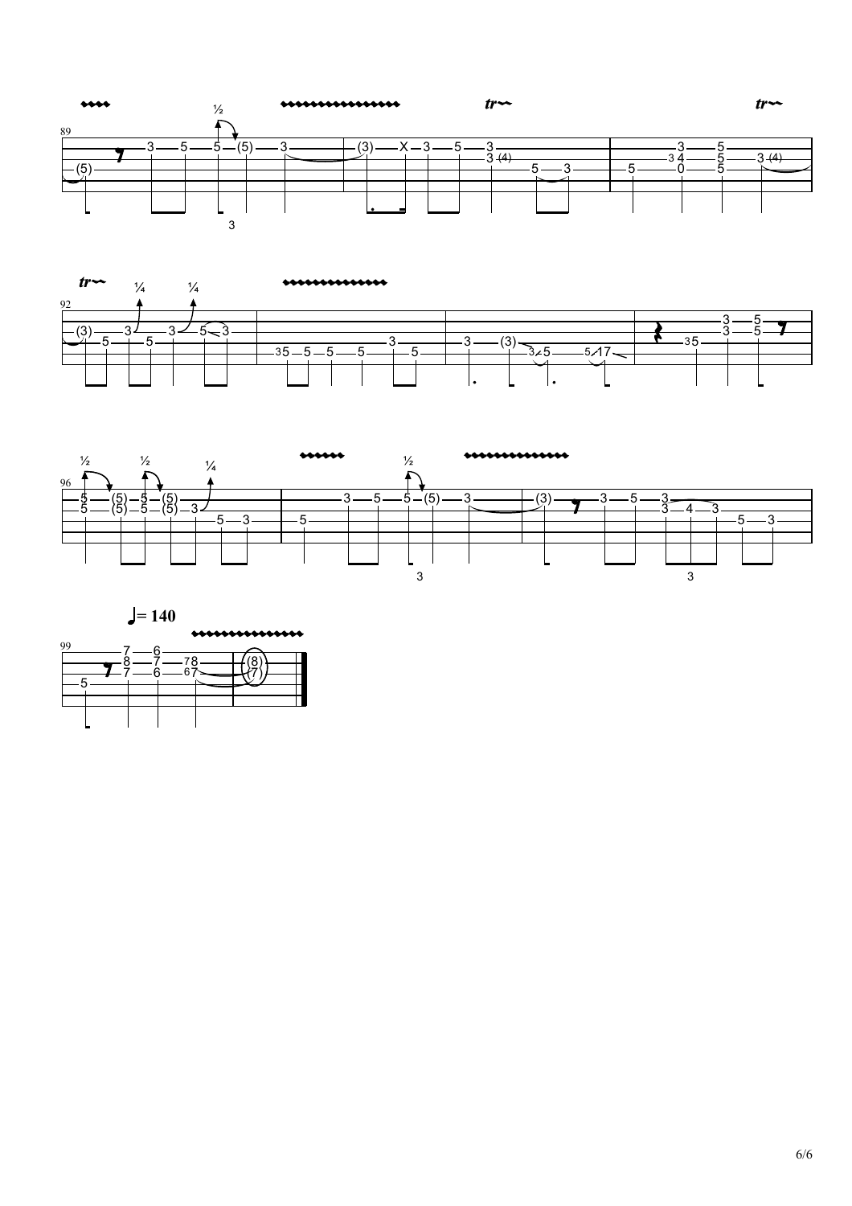♩= 140